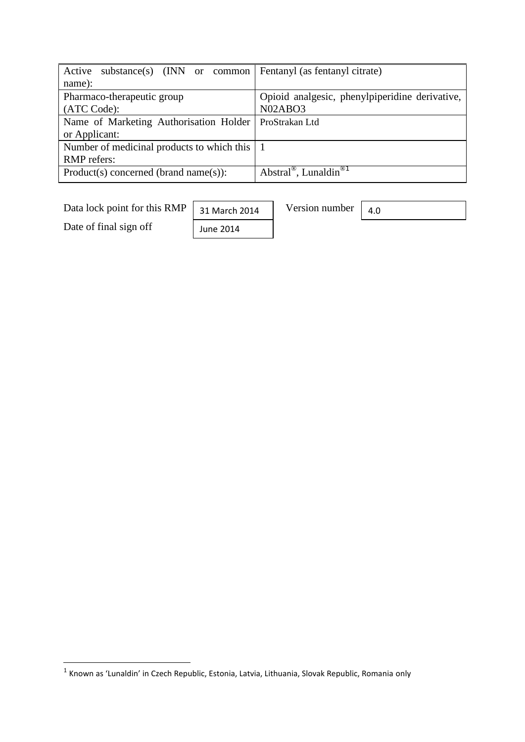| Active substance(s) (INN or common name): | Fentanyl (as fentanyl citrate) |
|---|---|
| Pharmaco-therapeutic group (ATC Code): | Opioid analgesic, phenylpiperidine derivative, N02ABO3 |
| Name of Marketing Authorisation Holder or Applicant: | ProStrakan Ltd |
| Number of medicinal products to which this RMP refers: | 1 |
| Product(s) concerned (brand name(s)): | Abstral®, Lunaldin®[1] |

| Data lock point for this RMP | 31 March 2014 | Version number | 4.0 |
|---|---|---|---|
| Date of final sign off | June 2014 | | |

[1] Known as 'Lunaldin' in Czech Republic, Estonia, Latvia, Lithuania, Slovak Republic, Romania only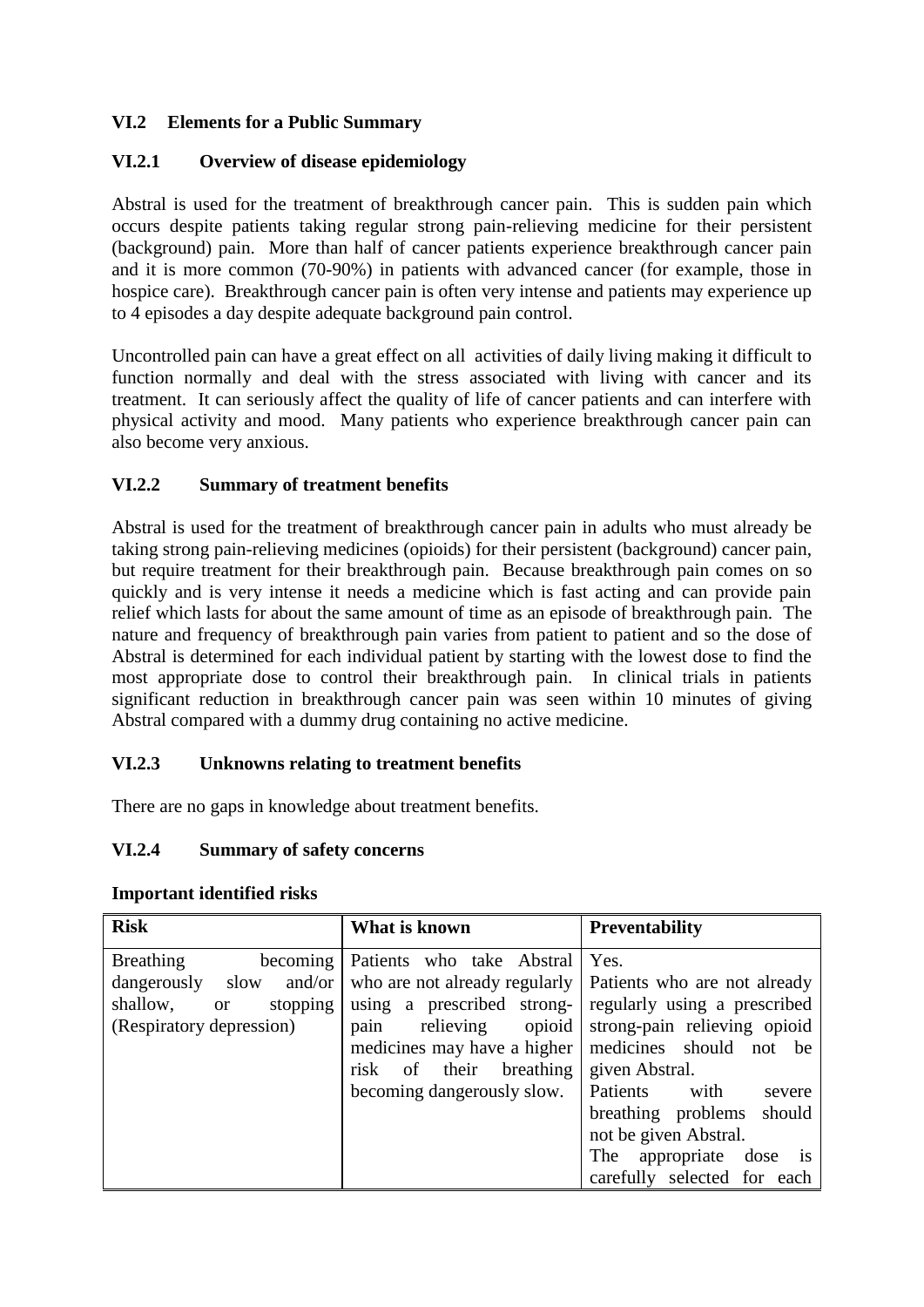## VI.2 Elements for a Public Summary

### VI.2.1 Overview of disease epidemiology

Abstral is used for the treatment of breakthrough cancer pain. This is sudden pain which occurs despite patients taking regular strong pain-relieving medicine for their persistent (background) pain. More than half of cancer patients experience breakthrough cancer pain and it is more common (70-90%) in patients with advanced cancer (for example, those in hospice care). Breakthrough cancer pain is often very intense and patients may experience up to 4 episodes a day despite adequate background pain control.

Uncontrolled pain can have a great effect on all activities of daily living making it difficult to function normally and deal with the stress associated with living with cancer and its treatment. It can seriously affect the quality of life of cancer patients and can interfere with physical activity and mood. Many patients who experience breakthrough cancer pain can also become very anxious.

### VI.2.2 Summary of treatment benefits

Abstral is used for the treatment of breakthrough cancer pain in adults who must already be taking strong pain-relieving medicines (opioids) for their persistent (background) cancer pain, but require treatment for their breakthrough pain. Because breakthrough pain comes on so quickly and is very intense it needs a medicine which is fast acting and can provide pain relief which lasts for about the same amount of time as an episode of breakthrough pain. The nature and frequency of breakthrough pain varies from patient to patient and so the dose of Abstral is determined for each individual patient by starting with the lowest dose to find the most appropriate dose to control their breakthrough pain. In clinical trials in patients significant reduction in breakthrough cancer pain was seen within 10 minutes of giving Abstral compared with a dummy drug containing no active medicine.

### VI.2.3 Unknowns relating to treatment benefits

There are no gaps in knowledge about treatment benefits.

### VI.2.4 Summary of safety concerns

**Important identified risks**

| Risk | What is known | Preventability |
|---|---|---|
| Breathing becoming dangerously slow and/or shallow, or stopping (Respiratory depression) | Patients who take Abstral who are not already regularly using a prescribed strong-pain relieving opioid medicines may have a higher risk of their breathing becoming dangerously slow. | Yes.<br>Patients who are not already regularly using a prescribed strong-pain relieving opioid medicines should not be given Abstral.<br>Patients with severe breathing problems should not be given Abstral.<br>The appropriate dose is carefully selected for each |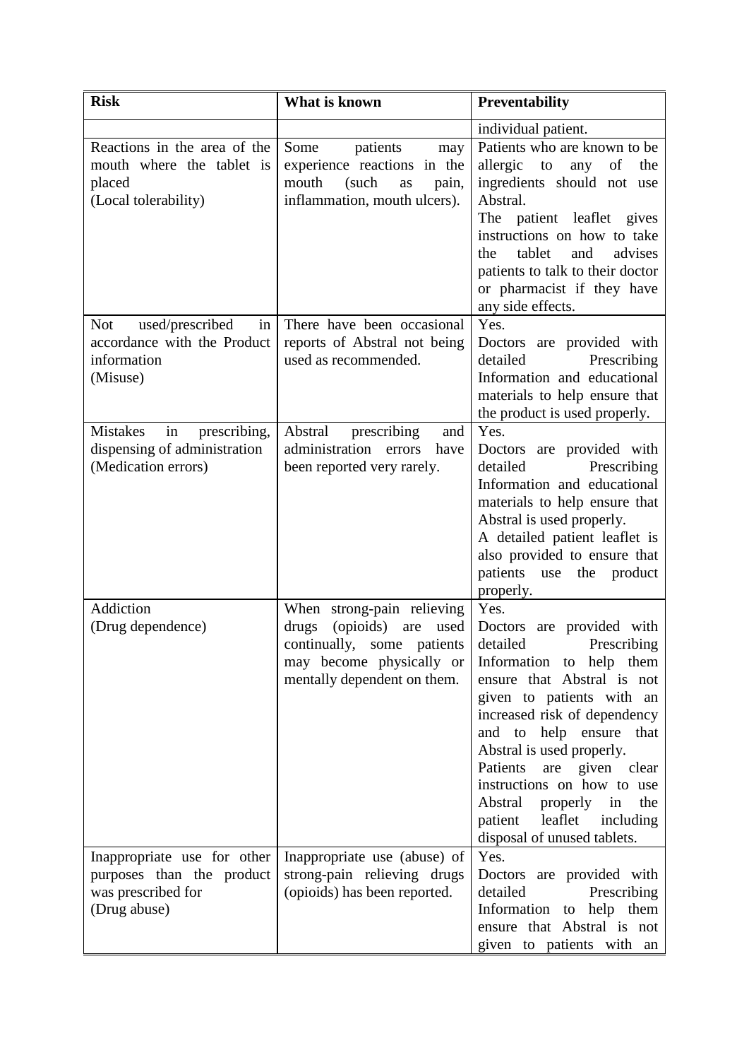| Risk | What is known | Preventability |
|---|---|---|
| | | individual patient. |
| Reactions in the area of the mouth where the tablet is placed (Local tolerability) | Some patients may experience reactions in the mouth (such as pain, inflammation, mouth ulcers). | Patients who are known to be allergic to any of the ingredients should not use Abstral. The patient leaflet gives instructions on how to take the tablet and advises patients to talk to their doctor or pharmacist if they have any side effects. |
| Not used/prescribed in accordance with the Product information (Misuse) | There have been occasional reports of Abstral not being used as recommended. | Yes. Doctors are provided with detailed Prescribing Information and educational materials to help ensure that the product is used properly. |
| Mistakes in prescribing, dispensing of administration (Medication errors) | Abstral prescribing and administration errors have been reported very rarely. | Yes. Doctors are provided with detailed Prescribing Information and educational materials to help ensure that Abstral is used properly. A detailed patient leaflet is also provided to ensure that patients use the product properly. |
| Addiction (Drug dependence) | When strong-pain relieving drugs (opioids) are used continually, some patients may become physically or mentally dependent on them. | Yes. Doctors are provided with detailed Prescribing Information to help them ensure that Abstral is not given to patients with an increased risk of dependency and to help ensure that Abstral is used properly. Patients are given clear instructions on how to use Abstral properly in the patient leaflet including disposal of unused tablets. |
| Inappropriate use for other purposes than the product was prescribed for (Drug abuse) | Inappropriate use (abuse) of strong-pain relieving drugs (opioids) has been reported. | Yes. Doctors are provided with detailed Prescribing Information to help them ensure that Abstral is not given to patients with an |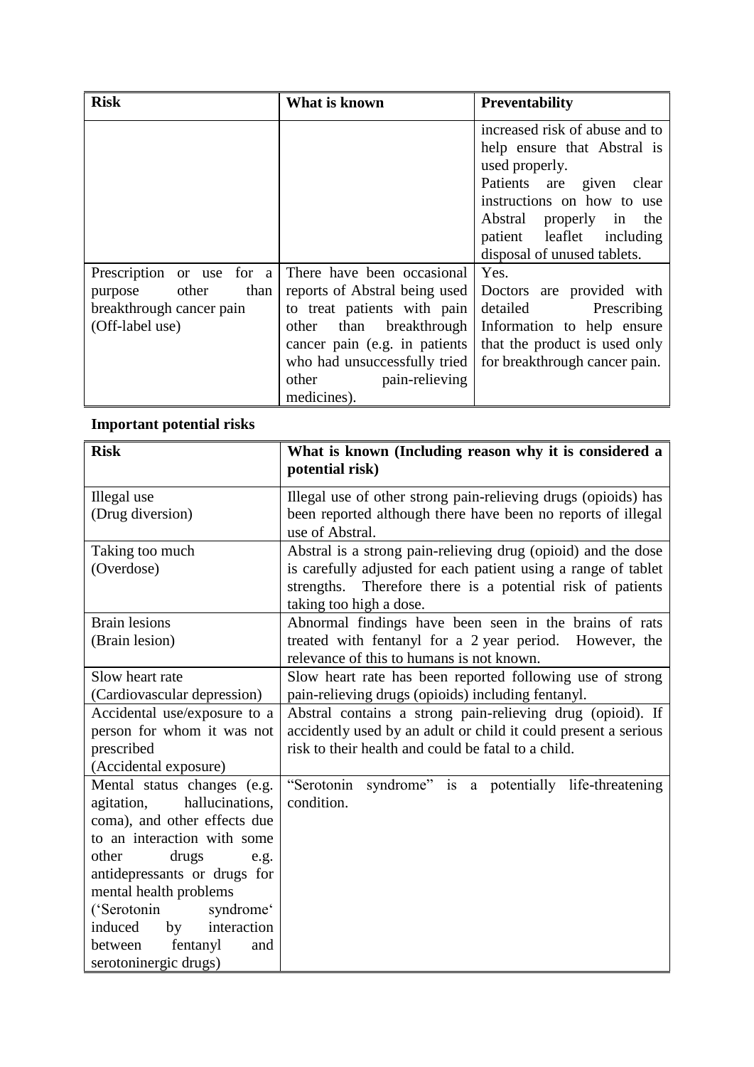| Risk | What is known | Preventability |
|---|---|---|
| | | increased risk of abuse and to help ensure that Abstral is used properly.<br>Patients are given clear instructions on how to use Abstral properly in the patient leaflet including disposal of unused tablets. |
| Prescription or use for a purpose other than breakthrough cancer pain (Off-label use) | There have been occasional reports of Abstral being used to treat patients with pain other than breakthrough cancer pain (e.g. in patients who had unsuccessfully tried other pain-relieving medicines). | Yes.<br>Doctors are provided with detailed Prescribing Information to help ensure that the product is used only for breakthrough cancer pain. |

**Important potential risks**

| Risk | What is known (Including reason why it is considered a potential risk) |
|---|---|
| Illegal use (Drug diversion) | Illegal use of other strong pain-relieving drugs (opioids) has been reported although there have been no reports of illegal use of Abstral. |
| Taking too much (Overdose) | Abstral is a strong pain-relieving drug (opioid) and the dose is carefully adjusted for each patient using a range of tablet strengths. Therefore there is a potential risk of patients taking too high a dose. |
| Brain lesions (Brain lesion) | Abnormal findings have been seen in the brains of rats treated with fentanyl for a 2 year period. However, the relevance of this to humans is not known. |
| Slow heart rate (Cardiovascular depression) | Slow heart rate has been reported following use of strong pain-relieving drugs (opioids) including fentanyl. |
| Accidental use/exposure to a person for whom it was not prescribed (Accidental exposure) | Abstral contains a strong pain-relieving drug (opioid). If accidently used by an adult or child it could present a serious risk to their health and could be fatal to a child. |
| Mental status changes (e.g. agitation, hallucinations, coma), and other effects due to an interaction with some other drugs e.g. antidepressants or drugs for mental health problems ('Serotonin syndrome' induced by interaction between fentanyl and serotoninergic drugs) | "Serotonin syndrome" is a potentially life-threatening condition. |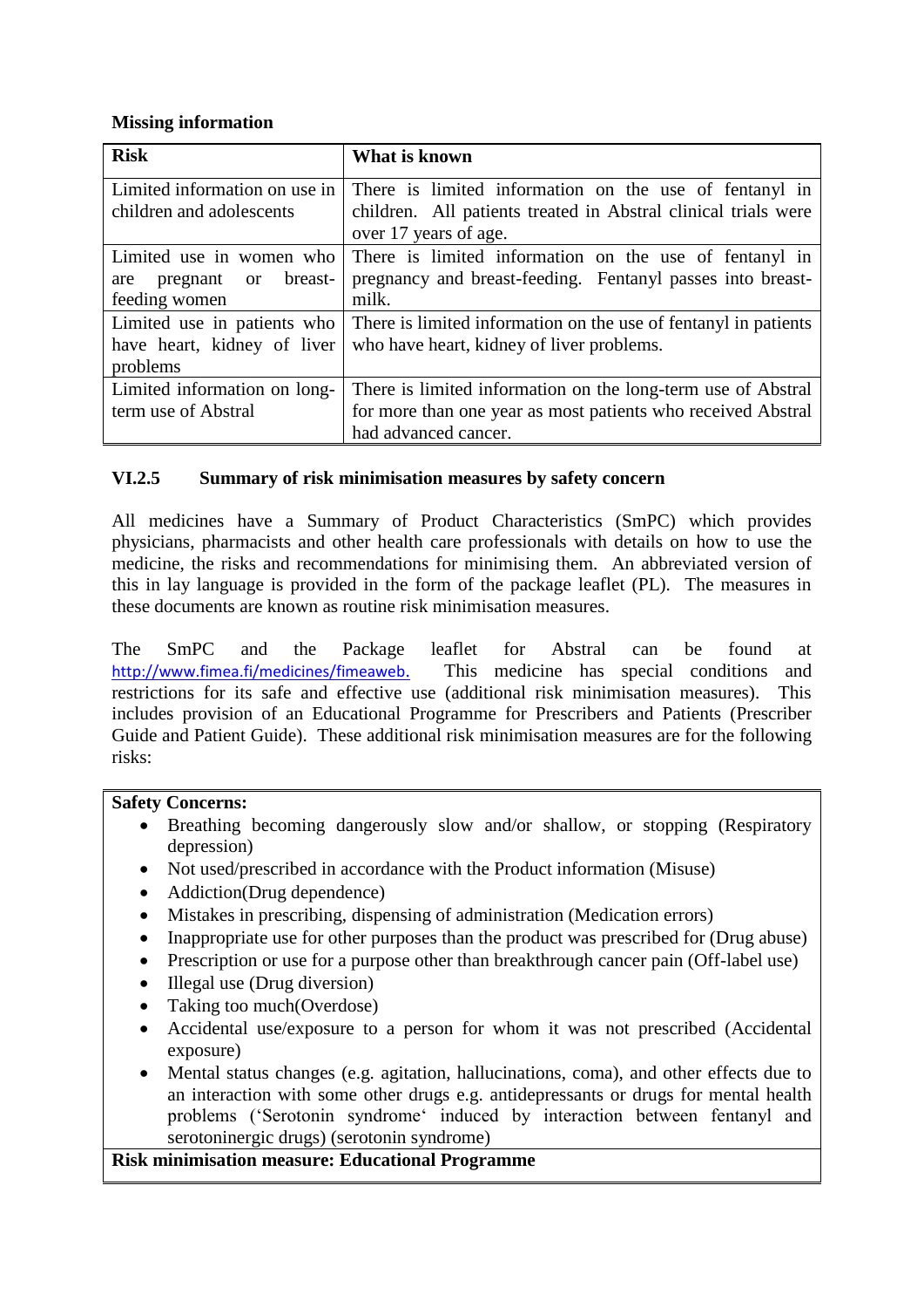**Missing information**

| Risk | What is known |
|---|---|
| Limited information on use in children and adolescents | There is limited information on the use of fentanyl in children. All patients treated in Abstral clinical trials were over 17 years of age. |
| Limited use in women who are pregnant or breast-feeding women | There is limited information on the use of fentanyl in pregnancy and breast-feeding. Fentanyl passes into breast-milk. |
| Limited use in patients who have heart, kidney of liver problems | There is limited information on the use of fentanyl in patients who have heart, kidney of liver problems. |
| Limited information on long-term use of Abstral | There is limited information on the long-term use of Abstral for more than one year as most patients who received Abstral had advanced cancer. |

### VI.2.5 Summary of risk minimisation measures by safety concern

All medicines have a Summary of Product Characteristics (SmPC) which provides physicians, pharmacists and other health care professionals with details on how to use the medicine, the risks and recommendations for minimising them. An abbreviated version of this in lay language is provided in the form of the package leaflet (PL). The measures in these documents are known as routine risk minimisation measures.

The SmPC and the Package leaflet for Abstral can be found at http://www.fimea.fi/medicines/fimeaweb. This medicine has special conditions and restrictions for its safe and effective use (additional risk minimisation measures). This includes provision of an Educational Programme for Prescribers and Patients (Prescriber Guide and Patient Guide). These additional risk minimisation measures are for the following risks:

| **Safety Concerns:**<br>• Breathing becoming dangerously slow and/or shallow, or stopping (Respiratory depression)<br>• Not used/prescribed in accordance with the Product information (Misuse)<br>• Addiction(Drug dependence)<br>• Mistakes in prescribing, dispensing of administration (Medication errors)<br>• Inappropriate use for other purposes than the product was prescribed for (Drug abuse)<br>• Prescription or use for a purpose other than breakthrough cancer pain (Off-label use)<br>• Illegal use (Drug diversion)<br>• Taking too much(Overdose)<br>• Accidental use/exposure to a person for whom it was not prescribed (Accidental exposure)<br>• Mental status changes (e.g. agitation, hallucinations, coma), and other effects due to an interaction with some other drugs e.g. antidepressants or drugs for mental health problems ('Serotonin syndrome' induced by interaction between fentanyl and serotoninergic drugs) (serotonin syndrome) |
|---|
| **Risk minimisation measure: Educational Programme** |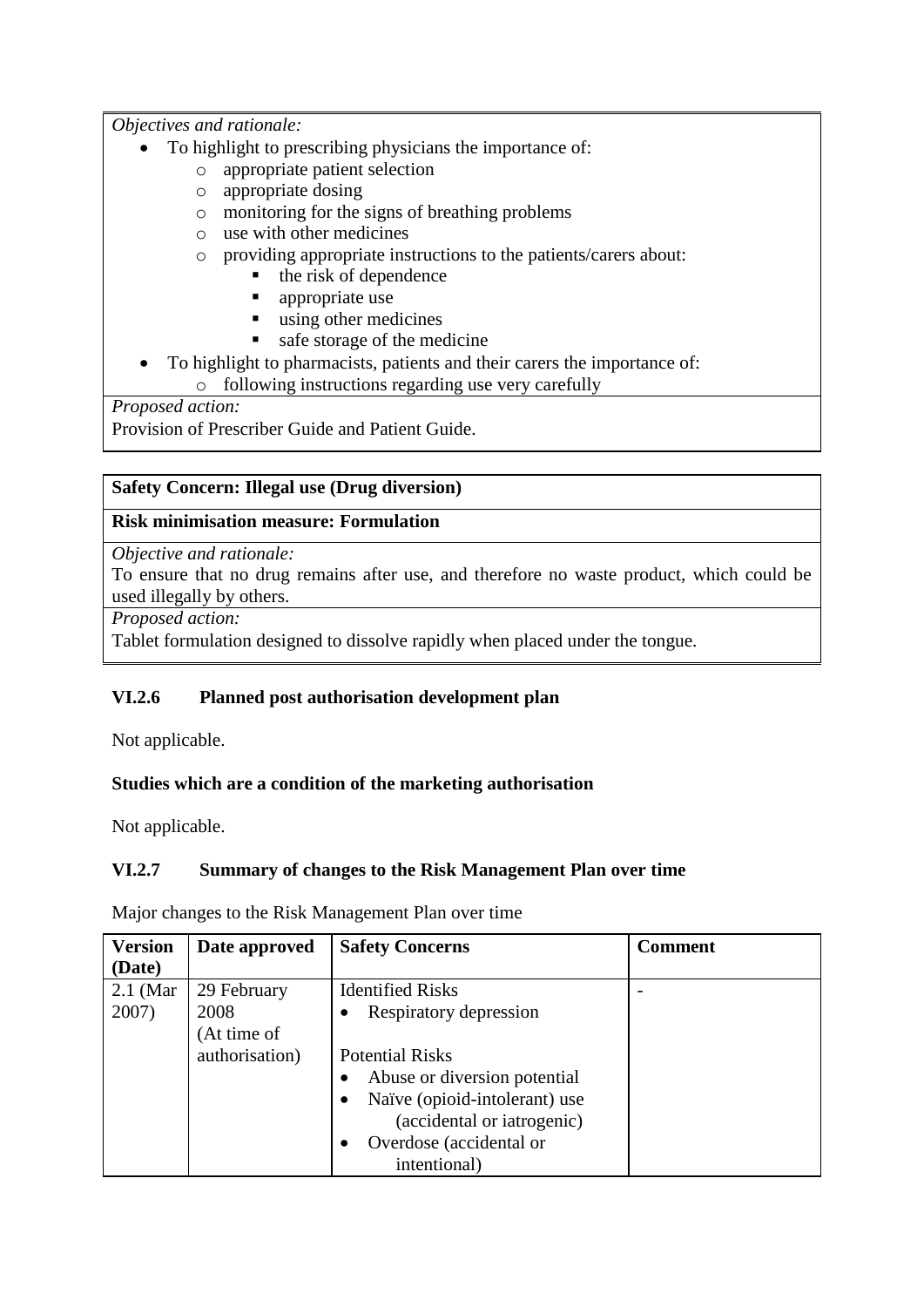*Objectives and rationale:*

- To highlight to prescribing physicians the importance of:
  - appropriate patient selection
  - appropriate dosing
  - monitoring for the signs of breathing problems
  - use with other medicines
  - providing appropriate instructions to the patients/carers about:
    - the risk of dependence
    - appropriate use
    - using other medicines
    - safe storage of the medicine
- To highlight to pharmacists, patients and their carers the importance of:
  - following instructions regarding use very carefully

*Proposed action:*

Provision of Prescriber Guide and Patient Guide.

**Safety Concern: Illegal use (Drug diversion)**

**Risk minimisation measure: Formulation**

*Objective and rationale:*

To ensure that no drug remains after use, and therefore no waste product, which could be used illegally by others.

*Proposed action:*

Tablet formulation designed to dissolve rapidly when placed under the tongue.

### VI.2.6 Planned post authorisation development plan

Not applicable.

**Studies which are a condition of the marketing authorisation**

Not applicable.

### VI.2.7 Summary of changes to the Risk Management Plan over time

Major changes to the Risk Management Plan over time

| Version (Date) | Date approved | Safety Concerns | Comment |
|---|---|---|---|
| 2.1 (Mar 2007) | 29 February 2008 (At time of authorisation) | Identified Risks<br>• Respiratory depression<br><br>Potential Risks<br>• Abuse or diversion potential<br>• Naïve (opioid-intolerant) use (accidental or iatrogenic)<br>• Overdose (accidental or intentional) | - |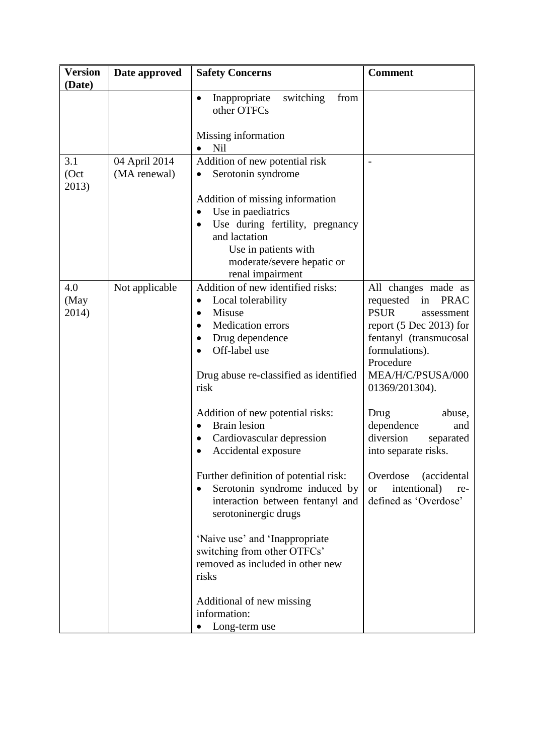| Version (Date) | Date approved | Safety Concerns | Comment |
|---|---|---|---|
| | | • Inappropriate switching from other OTFCs<br><br>Missing information<br>• Nil | |
| 3.1 (Oct 2013) | 04 April 2014 (MA renewal) | Addition of new potential risk<br>• Serotonin syndrome<br><br>Addition of missing information<br>• Use in paediatrics<br>• Use during fertility, pregnancy and lactation<br>Use in patients with moderate/severe hepatic or renal impairment | - |
| 4.0 (May 2014) | Not applicable | Addition of new identified risks:<br>• Local tolerability<br>• Misuse<br>• Medication errors<br>• Drug dependence<br>• Off-label use<br><br>Drug abuse re-classified as identified risk<br><br>Addition of new potential risks:<br>• Brain lesion<br>• Cardiovascular depression<br>• Accidental exposure<br><br>Further definition of potential risk:<br>• Serotonin syndrome induced by interaction between fentanyl and serotoninergic drugs<br><br>'Naive use' and 'Inappropriate switching from other OTFCs' removed as included in other new risks<br><br>Additional of new missing information:<br>• Long-term use | All changes made as requested in PRAC PSUR assessment report (5 Dec 2013) for fentanyl (transmucosal formulations). Procedure MEA/H/C/PSUSA/00001369/201304).<br><br>Drug abuse, dependence and diversion separated into separate risks.<br><br>Overdose (accidental or intentional) re-defined as 'Overdose' |